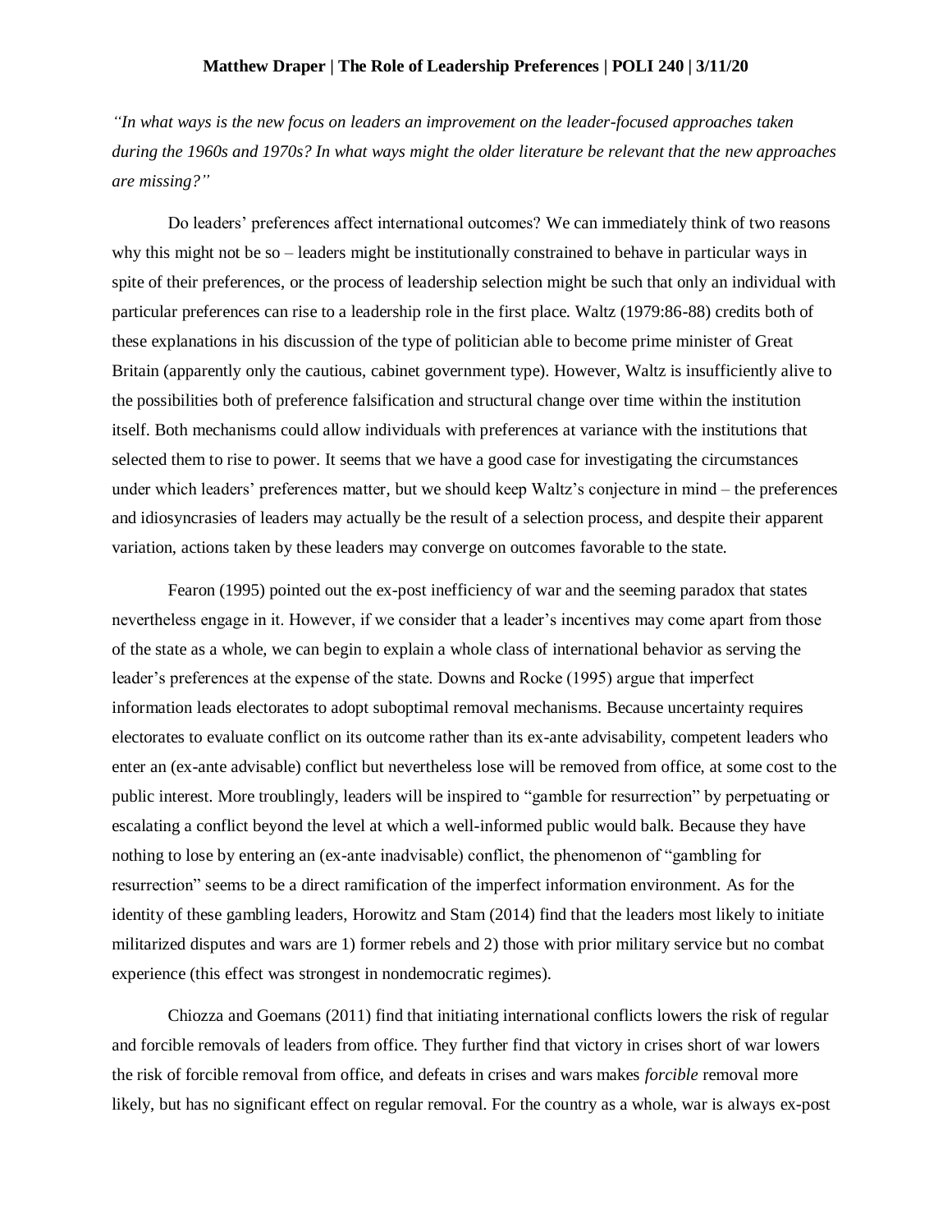**Matthew Draper | The Role of Leadership Preferences | POLI 240 | 3/11/20**

*"In what ways is the new focus on leaders an improvement on the leader-focused approaches taken during the 1960s and 1970s? In what ways might the older literature be relevant that the new approaches are missing?"*

Do leaders' preferences affect international outcomes? We can immediately think of two reasons why this might not be so – leaders might be institutionally constrained to behave in particular ways in spite of their preferences, or the process of leadership selection might be such that only an individual with particular preferences can rise to a leadership role in the first place. Waltz (1979:86-88) credits both of these explanations in his discussion of the type of politician able to become prime minister of Great Britain (apparently only the cautious, cabinet government type). However, Waltz is insufficiently alive to the possibilities both of preference falsification and structural change over time within the institution itself. Both mechanisms could allow individuals with preferences at variance with the institutions that selected them to rise to power. It seems that we have a good case for investigating the circumstances under which leaders' preferences matter, but we should keep Waltz's conjecture in mind – the preferences and idiosyncrasies of leaders may actually be the result of a selection process, and despite their apparent variation, actions taken by these leaders may converge on outcomes favorable to the state.

Fearon (1995) pointed out the ex-post inefficiency of war and the seeming paradox that states nevertheless engage in it. However, if we consider that a leader's incentives may come apart from those of the state as a whole, we can begin to explain a whole class of international behavior as serving the leader's preferences at the expense of the state. Downs and Rocke (1995) argue that imperfect information leads electorates to adopt suboptimal removal mechanisms. Because uncertainty requires electorates to evaluate conflict on its outcome rather than its ex-ante advisability, competent leaders who enter an (ex-ante advisable) conflict but nevertheless lose will be removed from office, at some cost to the public interest. More troublingly, leaders will be inspired to "gamble for resurrection" by perpetuating or escalating a conflict beyond the level at which a well-informed public would balk. Because they have nothing to lose by entering an (ex-ante inadvisable) conflict, the phenomenon of "gambling for resurrection" seems to be a direct ramification of the imperfect information environment. As for the identity of these gambling leaders, Horowitz and Stam (2014) find that the leaders most likely to initiate militarized disputes and wars are 1) former rebels and 2) those with prior military service but no combat experience (this effect was strongest in nondemocratic regimes).

Chiozza and Goemans (2011) find that initiating international conflicts lowers the risk of regular and forcible removals of leaders from office. They further find that victory in crises short of war lowers the risk of forcible removal from office, and defeats in crises and wars makes *forcible* removal more likely, but has no significant effect on regular removal. For the country as a whole, war is always ex-post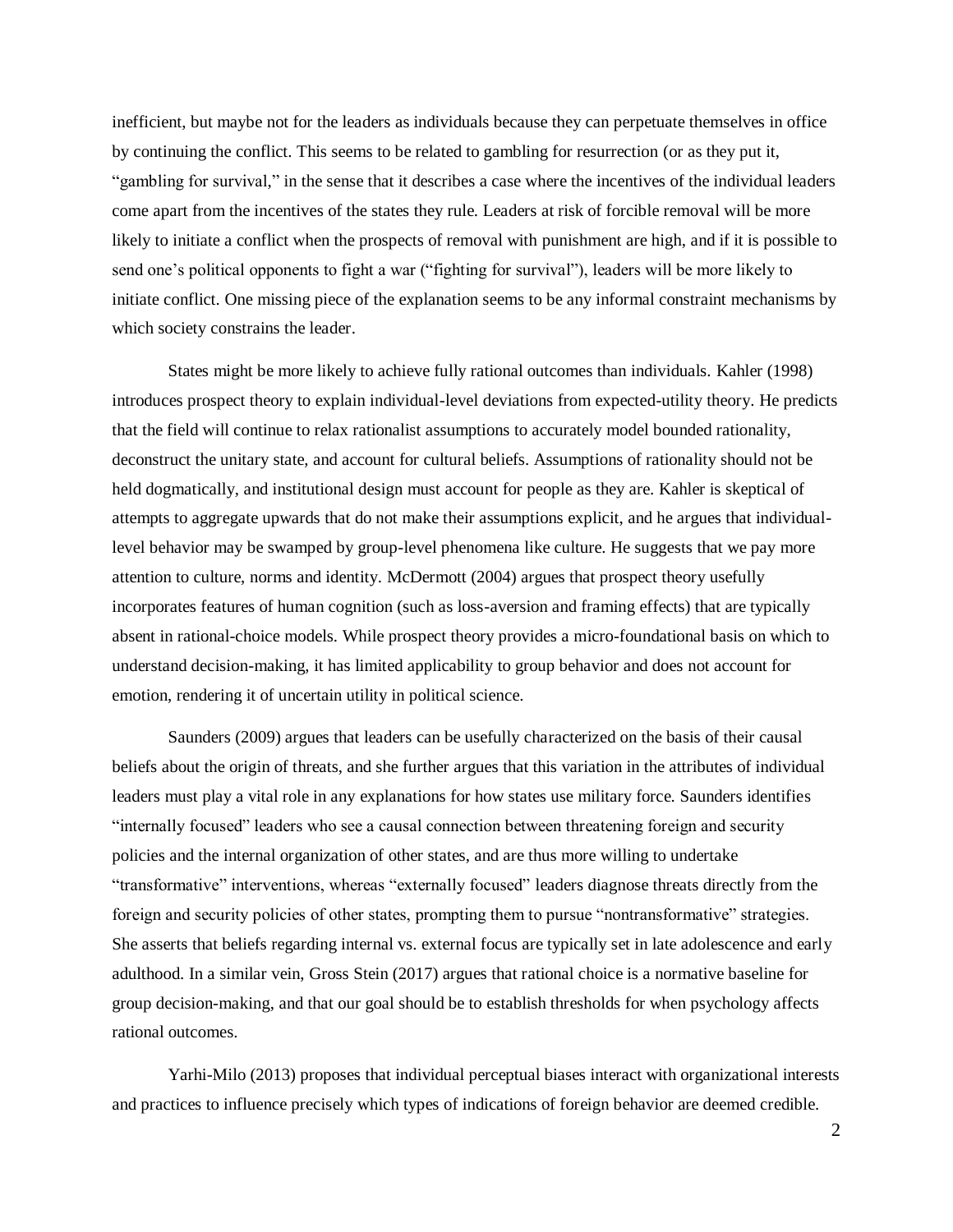inefficient, but maybe not for the leaders as individuals because they can perpetuate themselves in office by continuing the conflict. This seems to be related to gambling for resurrection (or as they put it, "gambling for survival," in the sense that it describes a case where the incentives of the individual leaders come apart from the incentives of the states they rule. Leaders at risk of forcible removal will be more likely to initiate a conflict when the prospects of removal with punishment are high, and if it is possible to send one's political opponents to fight a war ("fighting for survival"), leaders will be more likely to initiate conflict. One missing piece of the explanation seems to be any informal constraint mechanisms by which society constrains the leader.

States might be more likely to achieve fully rational outcomes than individuals. Kahler (1998) introduces prospect theory to explain individual-level deviations from expected-utility theory. He predicts that the field will continue to relax rationalist assumptions to accurately model bounded rationality, deconstruct the unitary state, and account for cultural beliefs. Assumptions of rationality should not be held dogmatically, and institutional design must account for people as they are. Kahler is skeptical of attempts to aggregate upwards that do not make their assumptions explicit, and he argues that individual-level behavior may be swamped by group-level phenomena like culture. He suggests that we pay more attention to culture, norms and identity. McDermott (2004) argues that prospect theory usefully incorporates features of human cognition (such as loss-aversion and framing effects) that are typically absent in rational-choice models. While prospect theory provides a micro-foundational basis on which to understand decision-making, it has limited applicability to group behavior and does not account for emotion, rendering it of uncertain utility in political science.

Saunders (2009) argues that leaders can be usefully characterized on the basis of their causal beliefs about the origin of threats, and she further argues that this variation in the attributes of individual leaders must play a vital role in any explanations for how states use military force. Saunders identifies "internally focused" leaders who see a causal connection between threatening foreign and security policies and the internal organization of other states, and are thus more willing to undertake "transformative" interventions, whereas "externally focused" leaders diagnose threats directly from the foreign and security policies of other states, prompting them to pursue "nontransformative" strategies. She asserts that beliefs regarding internal vs. external focus are typically set in late adolescence and early adulthood. In a similar vein, Gross Stein (2017) argues that rational choice is a normative baseline for group decision-making, and that our goal should be to establish thresholds for when psychology affects rational outcomes.

Yarhi-Milo (2013) proposes that individual perceptual biases interact with organizational interests and practices to influence precisely which types of indications of foreign behavior are deemed credible.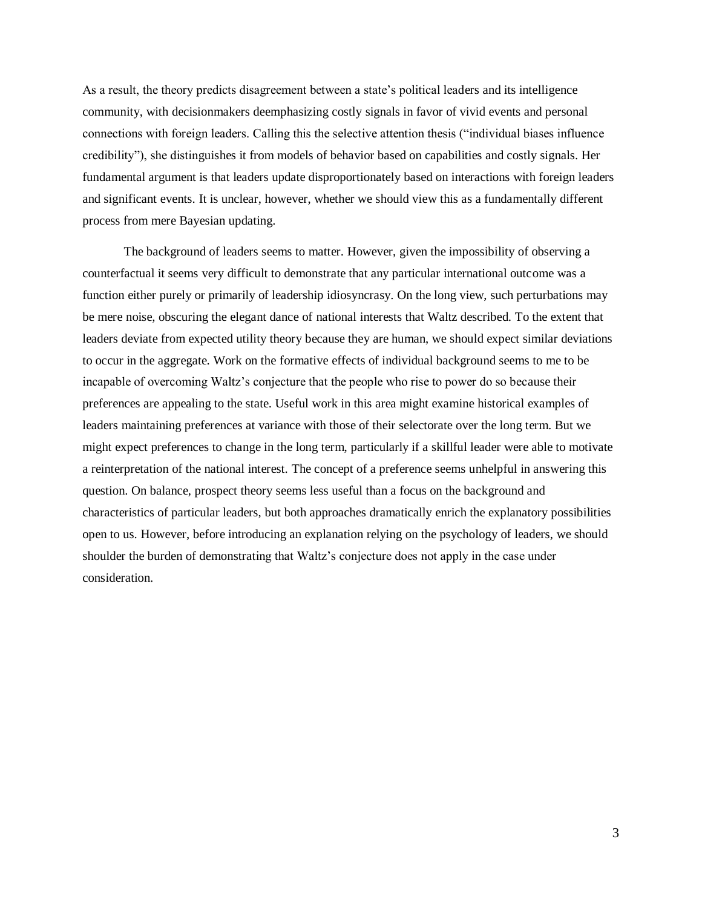As a result, the theory predicts disagreement between a state's political leaders and its intelligence community, with decisionmakers deemphasizing costly signals in favor of vivid events and personal connections with foreign leaders. Calling this the selective attention thesis ("individual biases influence credibility"), she distinguishes it from models of behavior based on capabilities and costly signals. Her fundamental argument is that leaders update disproportionately based on interactions with foreign leaders and significant events. It is unclear, however, whether we should view this as a fundamentally different process from mere Bayesian updating.

The background of leaders seems to matter. However, given the impossibility of observing a counterfactual it seems very difficult to demonstrate that any particular international outcome was a function either purely or primarily of leadership idiosyncrasy. On the long view, such perturbations may be mere noise, obscuring the elegant dance of national interests that Waltz described. To the extent that leaders deviate from expected utility theory because they are human, we should expect similar deviations to occur in the aggregate. Work on the formative effects of individual background seems to me to be incapable of overcoming Waltz's conjecture that the people who rise to power do so because their preferences are appealing to the state. Useful work in this area might examine historical examples of leaders maintaining preferences at variance with those of their selectorate over the long term. But we might expect preferences to change in the long term, particularly if a skillful leader were able to motivate a reinterpretation of the national interest. The concept of a preference seems unhelpful in answering this question. On balance, prospect theory seems less useful than a focus on the background and characteristics of particular leaders, but both approaches dramatically enrich the explanatory possibilities open to us. However, before introducing an explanation relying on the psychology of leaders, we should shoulder the burden of demonstrating that Waltz's conjecture does not apply in the case under consideration.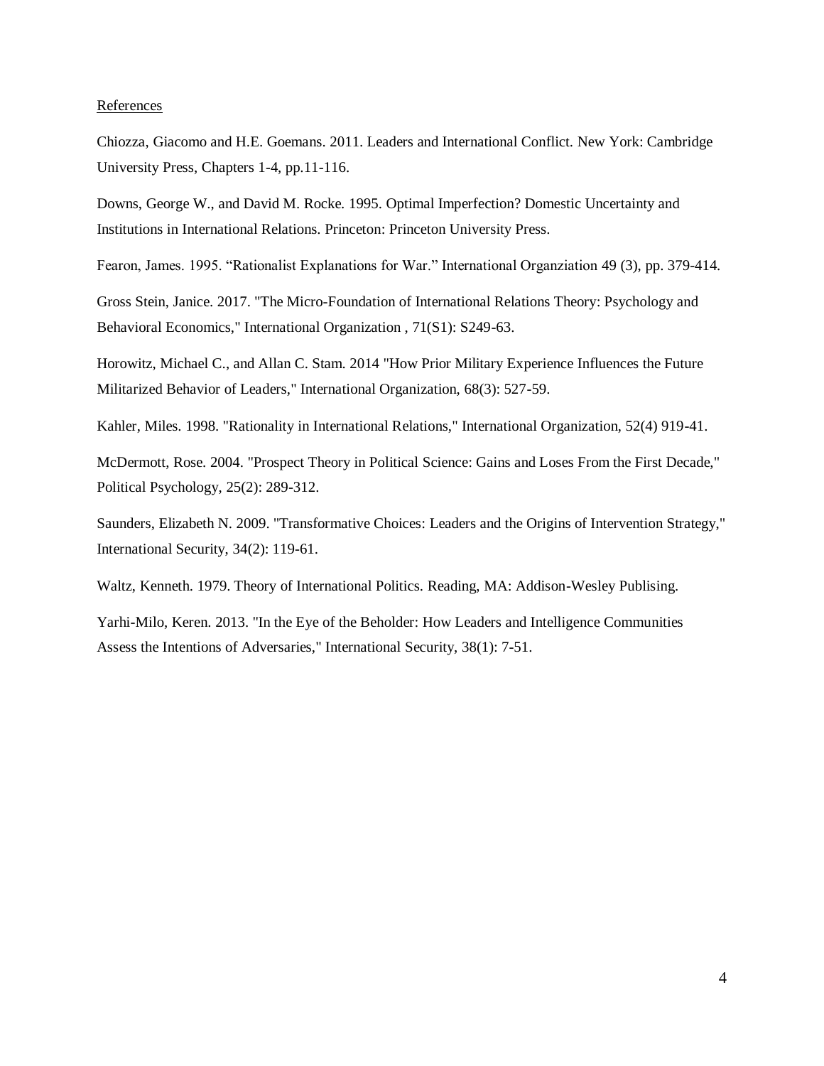References

Chiozza, Giacomo and H.E. Goemans. 2011. Leaders and International Conflict. New York: Cambridge University Press, Chapters 1-4, pp.11-116.

Downs, George W., and David M. Rocke. 1995. Optimal Imperfection? Domestic Uncertainty and Institutions in International Relations. Princeton: Princeton University Press.

Fearon, James. 1995. "Rationalist Explanations for War." International Organziation 49 (3), pp. 379-414.

Gross Stein, Janice. 2017. "The Micro-Foundation of International Relations Theory: Psychology and Behavioral Economics," International Organization , 71(S1): S249-63.

Horowitz, Michael C., and Allan C. Stam. 2014 "How Prior Military Experience Influences the Future Militarized Behavior of Leaders," International Organization, 68(3): 527-59.

Kahler, Miles. 1998. "Rationality in International Relations," International Organization, 52(4) 919-41.

McDermott, Rose. 2004. "Prospect Theory in Political Science: Gains and Loses From the First Decade," Political Psychology, 25(2): 289-312.

Saunders, Elizabeth N. 2009. "Transformative Choices: Leaders and the Origins of Intervention Strategy," International Security, 34(2): 119-61.

Waltz, Kenneth. 1979. Theory of International Politics. Reading, MA: Addison-Wesley Publising.

Yarhi-Milo, Keren. 2013. "In the Eye of the Beholder: How Leaders and Intelligence Communities Assess the Intentions of Adversaries," International Security, 38(1): 7-51.